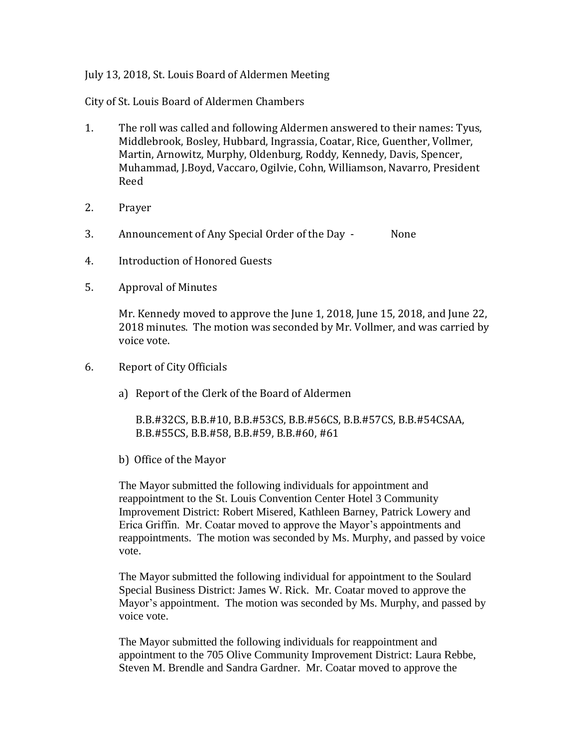July 13, 2018, St. Louis Board of Aldermen Meeting

City of St. Louis Board of Aldermen Chambers

1. The roll was called and following Aldermen answered to their names: Tyus, Middlebrook, Bosley, Hubbard, Ingrassia, Coatar, Rice, Guenther, Vollmer, Martin, Arnowitz, Murphy, Oldenburg, Roddy, Kennedy, Davis, Spencer, Muhammad, J.Boyd, Vaccaro, Ogilvie, Cohn, Williamson, Navarro, President Reed

2. Prayer

3. Announcement of Any Special Order of the Day - None

4. Introduction of Honored Guests

5. Approval of Minutes

   Mr. Kennedy moved to approve the June 1, 2018, June 15, 2018, and June 22, 2018 minutes. The motion was seconded by Mr. Vollmer, and was carried by voice vote.

6. Report of City Officials

   a) Report of the Clerk of the Board of Aldermen

      B.B.#32CS, B.B.#10, B.B.#53CS, B.B.#56CS, B.B.#57CS, B.B.#54CSAA, B.B.#55CS, B.B.#58, B.B.#59, B.B.#60, #61

   b) Office of the Mayor

   The Mayor submitted the following individuals for appointment and reappointment to the St. Louis Convention Center Hotel 3 Community Improvement District: Robert Misered, Kathleen Barney, Patrick Lowery and Erica Griffin. Mr. Coatar moved to approve the Mayor's appointments and reappointments. The motion was seconded by Ms. Murphy, and passed by voice vote.

   The Mayor submitted the following individual for appointment to the Soulard Special Business District: James W. Rick. Mr. Coatar moved to approve the Mayor's appointment. The motion was seconded by Ms. Murphy, and passed by voice vote.

   The Mayor submitted the following individuals for reappointment and appointment to the 705 Olive Community Improvement District: Laura Rebbe, Steven M. Brendle and Sandra Gardner. Mr. Coatar moved to approve the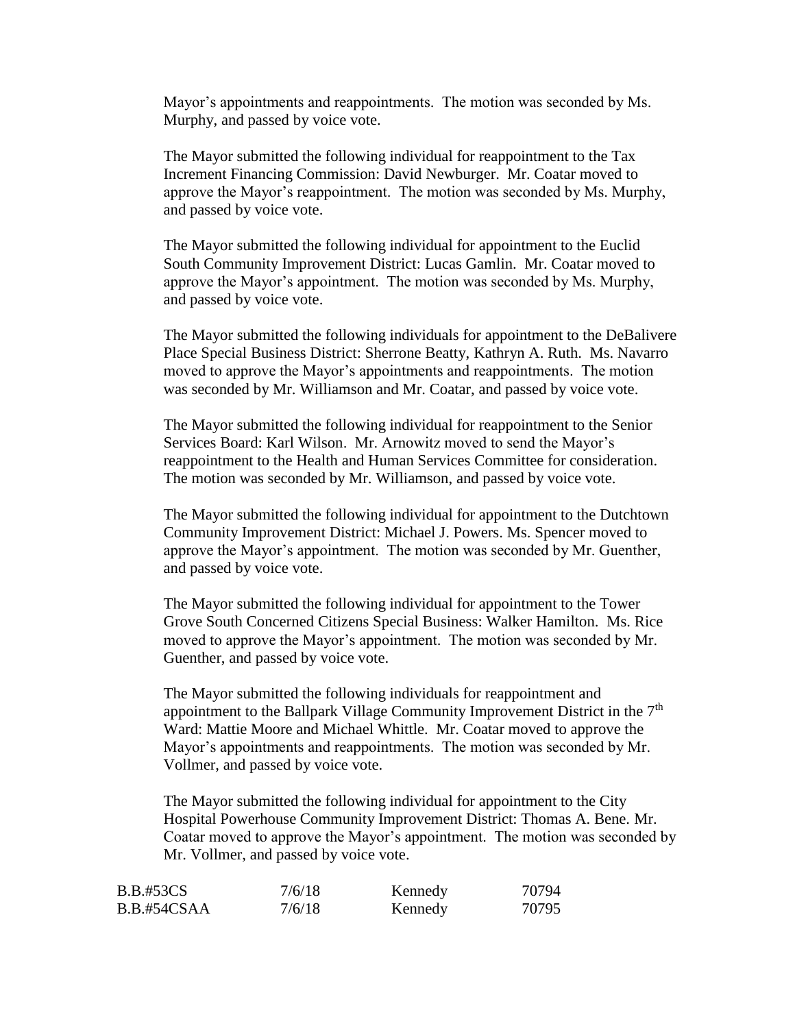Mayor's appointments and reappointments. The motion was seconded by Ms. Murphy, and passed by voice vote.

The Mayor submitted the following individual for reappointment to the Tax Increment Financing Commission: David Newburger. Mr. Coatar moved to approve the Mayor's reappointment. The motion was seconded by Ms. Murphy, and passed by voice vote.

The Mayor submitted the following individual for appointment to the Euclid South Community Improvement District: Lucas Gamlin. Mr. Coatar moved to approve the Mayor's appointment. The motion was seconded by Ms. Murphy, and passed by voice vote.

The Mayor submitted the following individuals for appointment to the DeBalivere Place Special Business District: Sherrone Beatty, Kathryn A. Ruth. Ms. Navarro moved to approve the Mayor's appointments and reappointments. The motion was seconded by Mr. Williamson and Mr. Coatar, and passed by voice vote.

The Mayor submitted the following individual for reappointment to the Senior Services Board: Karl Wilson. Mr. Arnowitz moved to send the Mayor's reappointment to the Health and Human Services Committee for consideration. The motion was seconded by Mr. Williamson, and passed by voice vote.

The Mayor submitted the following individual for appointment to the Dutchtown Community Improvement District: Michael J. Powers. Ms. Spencer moved to approve the Mayor's appointment. The motion was seconded by Mr. Guenther, and passed by voice vote.

The Mayor submitted the following individual for appointment to the Tower Grove South Concerned Citizens Special Business: Walker Hamilton. Ms. Rice moved to approve the Mayor's appointment. The motion was seconded by Mr. Guenther, and passed by voice vote.

The Mayor submitted the following individuals for reappointment and appointment to the Ballpark Village Community Improvement District in the 7th Ward: Mattie Moore and Michael Whittle. Mr. Coatar moved to approve the Mayor's appointments and reappointments. The motion was seconded by Mr. Vollmer, and passed by voice vote.

The Mayor submitted the following individual for appointment to the City Hospital Powerhouse Community Improvement District: Thomas A. Bene. Mr. Coatar moved to approve the Mayor's appointment. The motion was seconded by Mr. Vollmer, and passed by voice vote.

| | | | |
|---|---|---|---|
| B.B.#53CS | 7/6/18 | Kennedy | 70794 |
| B.B.#54CSAA | 7/6/18 | Kennedy | 70795 |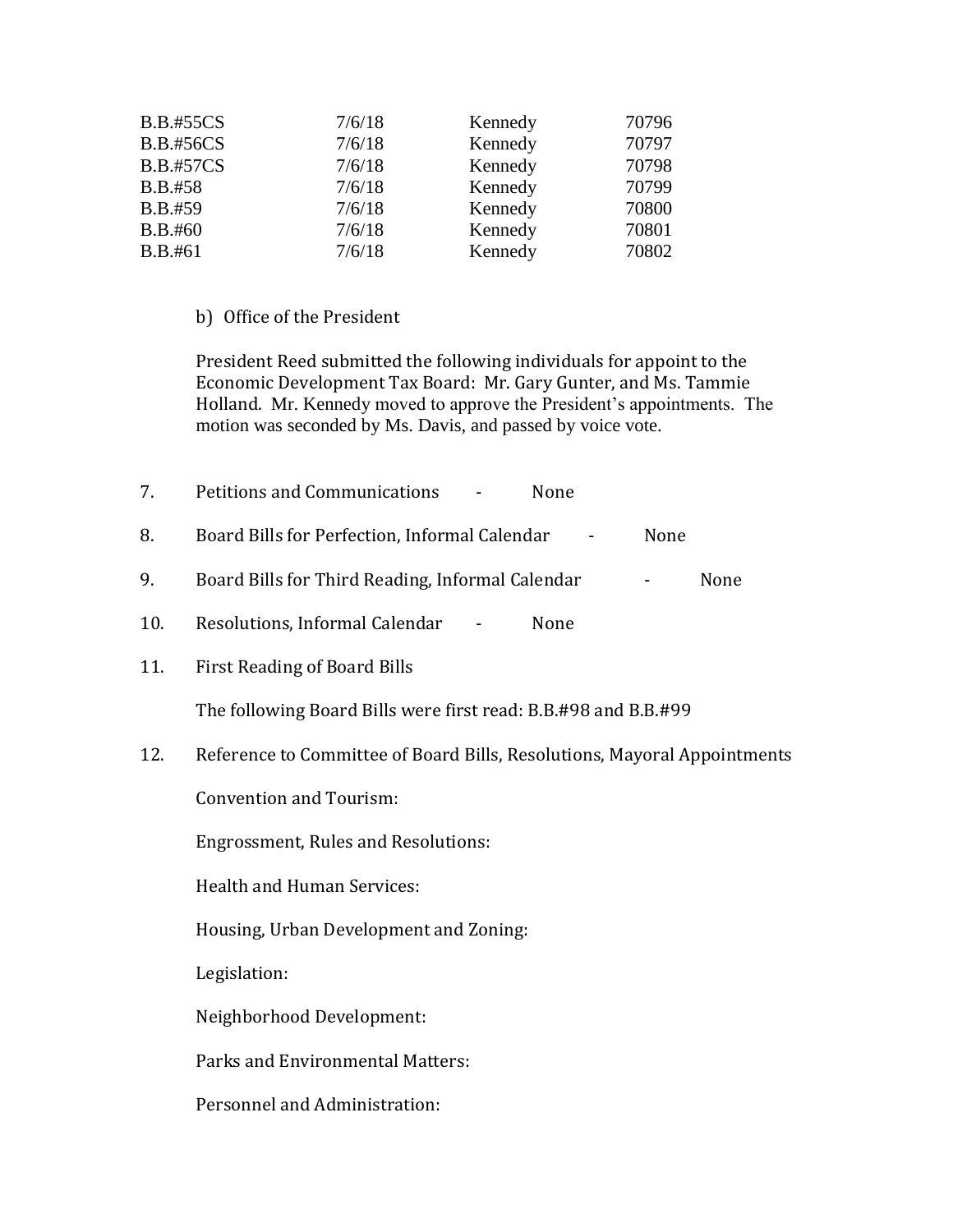| | | | |
|---|---|---|---|
| B.B.#55CS | 7/6/18 | Kennedy | 70796 |
| B.B.#56CS | 7/6/18 | Kennedy | 70797 |
| B.B.#57CS | 7/6/18 | Kennedy | 70798 |
| B.B.#58 | 7/6/18 | Kennedy | 70799 |
| B.B.#59 | 7/6/18 | Kennedy | 70800 |
| B.B.#60 | 7/6/18 | Kennedy | 70801 |
| B.B.#61 | 7/6/18 | Kennedy | 70802 |

b) Office of the President

President Reed submitted the following individuals for appoint to the Economic Development Tax Board: Mr. Gary Gunter, and Ms. Tammie Holland. Mr. Kennedy moved to approve the President's appointments. The motion was seconded by Ms. Davis, and passed by voice vote.

7. Petitions and Communications - None

8. Board Bills for Perfection, Informal Calendar - None

9. Board Bills for Third Reading, Informal Calendar - None

10. Resolutions, Informal Calendar - None

11. First Reading of Board Bills

    The following Board Bills were first read: B.B.#98 and B.B.#99

12. Reference to Committee of Board Bills, Resolutions, Mayoral Appointments

    Convention and Tourism:

    Engrossment, Rules and Resolutions:

    Health and Human Services:

    Housing, Urban Development and Zoning:

    Legislation:

    Neighborhood Development:

    Parks and Environmental Matters:

    Personnel and Administration: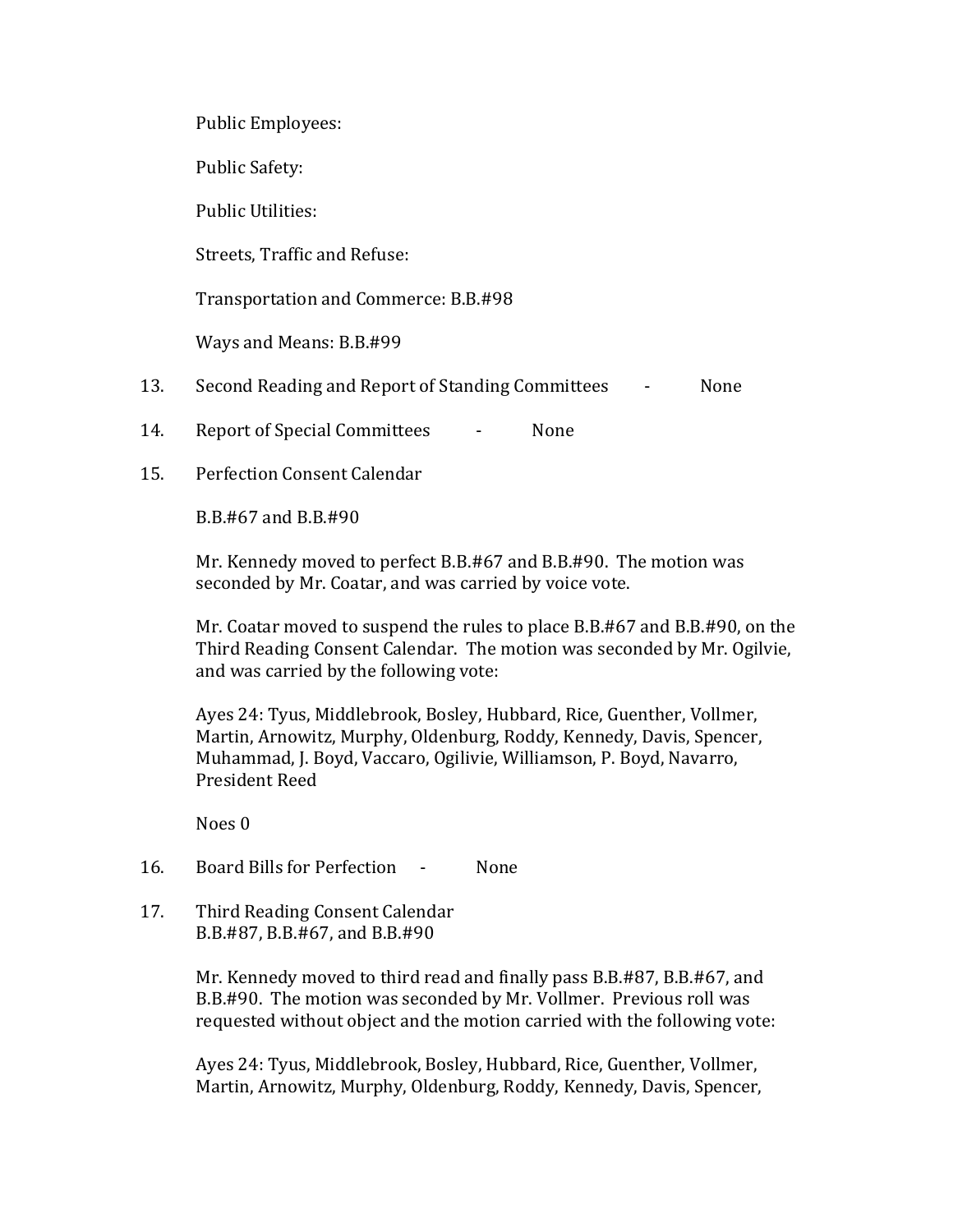Public Employees:

Public Safety:

Public Utilities:

Streets, Traffic and Refuse:

Transportation and Commerce: B.B.#98

Ways and Means: B.B.#99

13. Second Reading and Report of Standing Committees - None

14. Report of Special Committees - None

15. Perfection Consent Calendar

B.B.#67 and B.B.#90

Mr. Kennedy moved to perfect B.B.#67 and B.B.#90. The motion was seconded by Mr. Coatar, and was carried by voice vote.

Mr. Coatar moved to suspend the rules to place B.B.#67 and B.B.#90, on the Third Reading Consent Calendar. The motion was seconded by Mr. Ogilvie, and was carried by the following vote:

Ayes 24: Tyus, Middlebrook, Bosley, Hubbard, Rice, Guenther, Vollmer, Martin, Arnowitz, Murphy, Oldenburg, Roddy, Kennedy, Davis, Spencer, Muhammad, J. Boyd, Vaccaro, Ogilivie, Williamson, P. Boyd, Navarro, President Reed

Noes 0

16. Board Bills for Perfection - None

17. Third Reading Consent Calendar
B.B.#87, B.B.#67, and B.B.#90

Mr. Kennedy moved to third read and finally pass B.B.#87, B.B.#67, and B.B.#90. The motion was seconded by Mr. Vollmer. Previous roll was requested without object and the motion carried with the following vote:

Ayes 24: Tyus, Middlebrook, Bosley, Hubbard, Rice, Guenther, Vollmer, Martin, Arnowitz, Murphy, Oldenburg, Roddy, Kennedy, Davis, Spencer,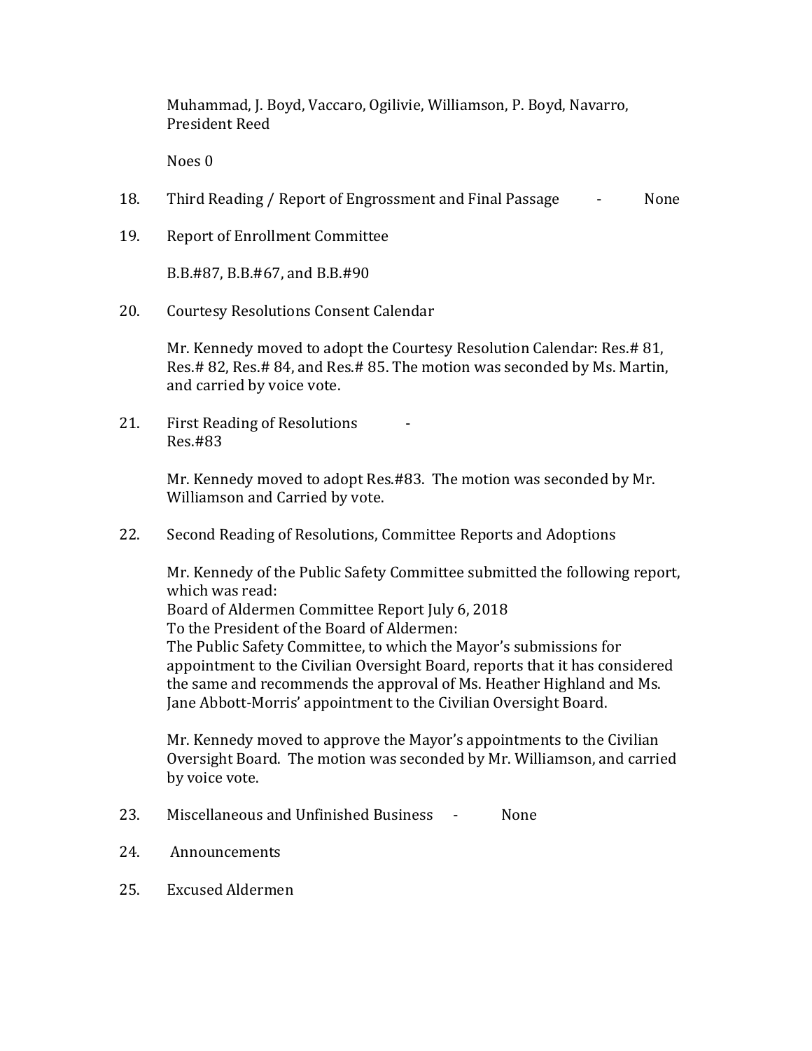Muhammad, J. Boyd, Vaccaro, Ogilivie, Williamson, P. Boyd, Navarro, President Reed

Noes 0

18. Third Reading / Report of Engrossment and Final Passage - None

19. Report of Enrollment Committee

    B.B.#87, B.B.#67, and B.B.#90

20. Courtesy Resolutions Consent Calendar

    Mr. Kennedy moved to adopt the Courtesy Resolution Calendar: Res.# 81, Res.# 82, Res.# 84, and Res.# 85. The motion was seconded by Ms. Martin, and carried by voice vote.

21. First Reading of Resolutions -
    Res.#83

    Mr. Kennedy moved to adopt Res.#83. The motion was seconded by Mr. Williamson and Carried by vote.

22. Second Reading of Resolutions, Committee Reports and Adoptions

    Mr. Kennedy of the Public Safety Committee submitted the following report, which was read:
    Board of Aldermen Committee Report July 6, 2018
    To the President of the Board of Aldermen:
    The Public Safety Committee, to which the Mayor's submissions for appointment to the Civilian Oversight Board, reports that it has considered the same and recommends the approval of Ms. Heather Highland and Ms. Jane Abbott-Morris' appointment to the Civilian Oversight Board.

    Mr. Kennedy moved to approve the Mayor's appointments to the Civilian Oversight Board. The motion was seconded by Mr. Williamson, and carried by voice vote.

23. Miscellaneous and Unfinished Business - None

24. Announcements

25. Excused Aldermen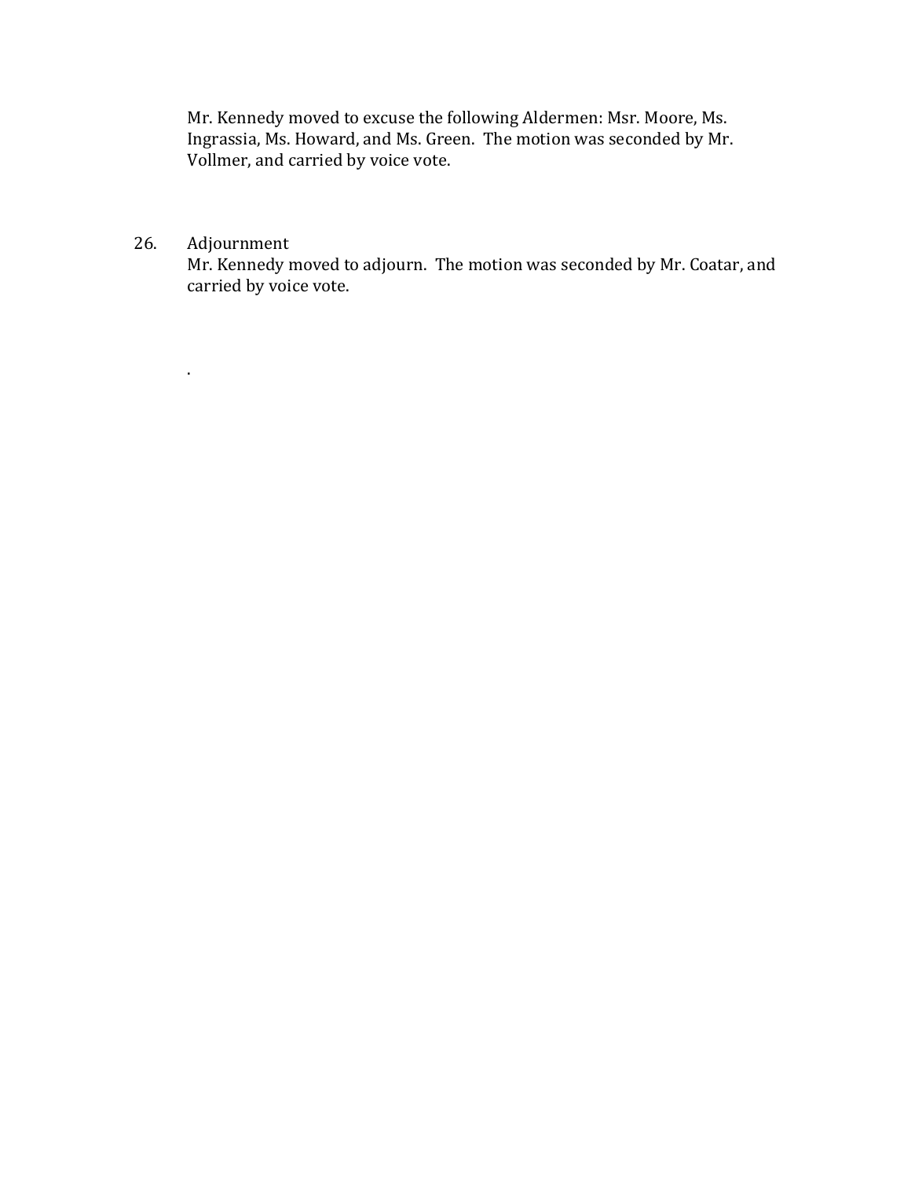Mr. Kennedy moved to excuse the following Aldermen: Msr. Moore, Ms. Ingrassia, Ms. Howard, and Ms. Green. The motion was seconded by Mr. Vollmer, and carried by voice vote.

26. Adjournment
    Mr. Kennedy moved to adjourn. The motion was seconded by Mr. Coatar, and carried by voice vote.

.